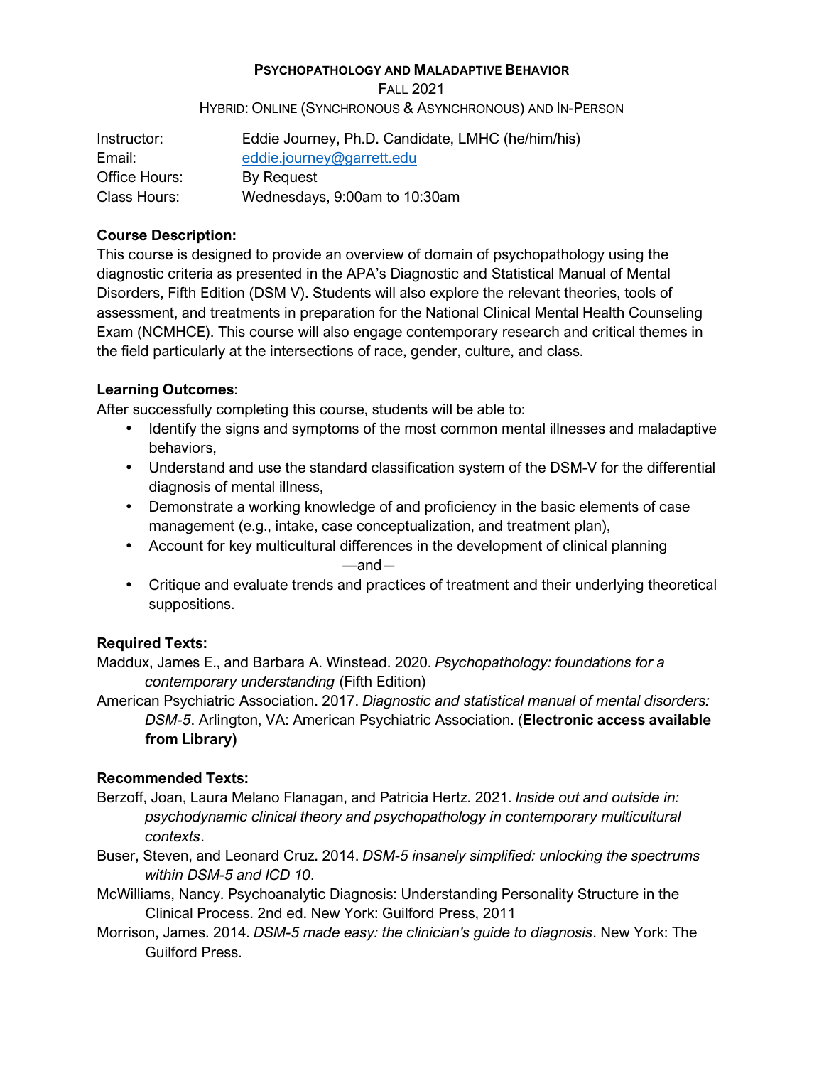# Psychopathology and Maladaptive Behavior

Fall 2021

Hybrid: Online (Synchronous & Asynchronous) and In-Person

| | |
|---|---|
| Instructor: | Eddie Journey, Ph.D. Candidate, LMHC (he/him/his) |
| Email: | eddie.journey@garrett.edu |
| Office Hours: | By Request |
| Class Hours: | Wednesdays, 9:00am to 10:30am |

**Course Description:**

This course is designed to provide an overview of domain of psychopathology using the diagnostic criteria as presented in the APA's Diagnostic and Statistical Manual of Mental Disorders, Fifth Edition (DSM V). Students will also explore the relevant theories, tools of assessment, and treatments in preparation for the National Clinical Mental Health Counseling Exam (NCMHCE). This course will also engage contemporary research and critical themes in the field particularly at the intersections of race, gender, culture, and class.

**Learning Outcomes**:

After successfully completing this course, students will be able to:

- Identify the signs and symptoms of the most common mental illnesses and maladaptive behaviors,
- Understand and use the standard classification system of the DSM-V for the differential diagnosis of mental illness,
- Demonstrate a working knowledge of and proficiency in the basic elements of case management (e.g., intake, case conceptualization, and treatment plan),
- Account for key multicultural differences in the development of clinical planning

—and—

- Critique and evaluate trends and practices of treatment and their underlying theoretical suppositions.

**Required Texts:**

Maddux, James E., and Barbara A. Winstead. 2020. *Psychopathology: foundations for a contemporary understanding* (Fifth Edition)

American Psychiatric Association. 2017. *Diagnostic and statistical manual of mental disorders: DSM-5*. Arlington, VA: American Psychiatric Association. (**Electronic access available from Library)**

**Recommended Texts:**

Berzoff, Joan, Laura Melano Flanagan, and Patricia Hertz. 2021. *Inside out and outside in: psychodynamic clinical theory and psychopathology in contemporary multicultural contexts*.

Buser, Steven, and Leonard Cruz. 2014. *DSM-5 insanely simplified: unlocking the spectrums within DSM-5 and ICD 10*.

McWilliams, Nancy. Psychoanalytic Diagnosis: Understanding Personality Structure in the Clinical Process. 2nd ed. New York: Guilford Press, 2011

Morrison, James. 2014. *DSM-5 made easy: the clinician's guide to diagnosis*. New York: The Guilford Press.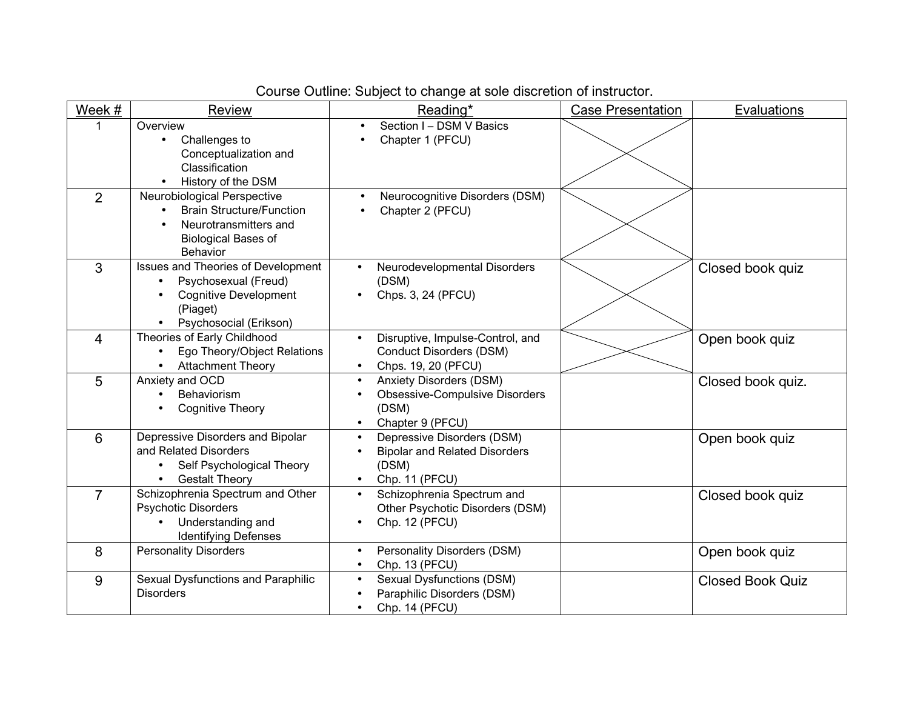Course Outline: Subject to change at sole discretion of instructor.

| Week # | Review | Reading* | Case Presentation | Evaluations |
|---|---|---|---|---|
| 1 | Overview<br>• Challenges to Conceptualization and Classification<br>• History of the DSM | • Section I – DSM V Basics<br>• Chapter 1 (PFCU) | | |
| 2 | Neurobiological Perspective<br>• Brain Structure/Function<br>• Neurotransmitters and Biological Bases of Behavior | • Neurocognitive Disorders (DSM)<br>• Chapter 2 (PFCU) | | |
| 3 | Issues and Theories of Development<br>• Psychosexual (Freud)<br>• Cognitive Development (Piaget)<br>• Psychosocial (Erikson) | • Neurodevelopmental Disorders (DSM)<br>• Chps. 3, 24 (PFCU) | | Closed book quiz |
| 4 | Theories of Early Childhood<br>• Ego Theory/Object Relations<br>• Attachment Theory | • Disruptive, Impulse-Control, and Conduct Disorders (DSM)<br>• Chps. 19, 20 (PFCU) | | Open book quiz |
| 5 | Anxiety and OCD<br>• Behaviorism<br>• Cognitive Theory | • Anxiety Disorders (DSM)<br>• Obsessive-Compulsive Disorders (DSM)<br>• Chapter 9 (PFCU) | | Closed book quiz. |
| 6 | Depressive Disorders and Bipolar and Related Disorders<br>• Self Psychological Theory<br>• Gestalt Theory | • Depressive Disorders (DSM)<br>• Bipolar and Related Disorders (DSM)<br>• Chp. 11 (PFCU) | | Open book quiz |
| 7 | Schizophrenia Spectrum and Other Psychotic Disorders<br>• Understanding and Identifying Defenses | • Schizophrenia Spectrum and Other Psychotic Disorders (DSM)<br>• Chp. 12 (PFCU) | | Closed book quiz |
| 8 | Personality Disorders | • Personality Disorders (DSM)<br>• Chp. 13 (PFCU) | | Open book quiz |
| 9 | Sexual Dysfunctions and Paraphilic Disorders | • Sexual Dysfunctions (DSM)<br>• Paraphilic Disorders (DSM)<br>• Chp. 14 (PFCU) | | Closed Book Quiz |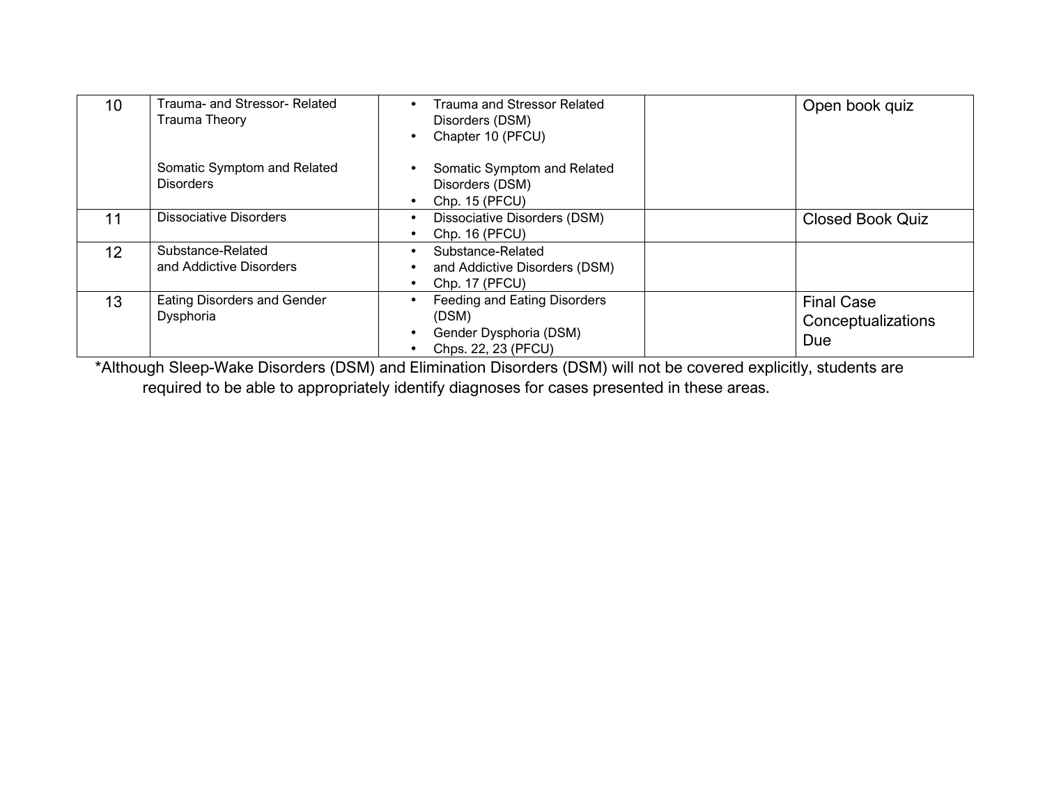| 10 | Trauma- and Stressor- Related Trauma Theory<br><br>Somatic Symptom and Related Disorders | • Trauma and Stressor Related Disorders (DSM)<br>• Chapter 10 (PFCU)<br><br>• Somatic Symptom and Related Disorders (DSM)<br>• Chp. 15 (PFCU) | | Open book quiz |
|---|---|---|---|---|
| 11 | Dissociative Disorders | • Dissociative Disorders (DSM)<br>• Chp. 16 (PFCU) | | Closed Book Quiz |
| 12 | Substance-Related and Addictive Disorders | • Substance-Related<br>• and Addictive Disorders (DSM)<br>• Chp. 17 (PFCU) | | |
| 13 | Eating Disorders and Gender Dysphoria | • Feeding and Eating Disorders (DSM)<br>• Gender Dysphoria (DSM)<br>• Chps. 22, 23 (PFCU) | | Final Case Conceptualizations Due |

*Although Sleep-Wake Disorders (DSM) and Elimination Disorders (DSM) will not be covered explicitly, students are required to be able to appropriately identify diagnoses for cases presented in these areas.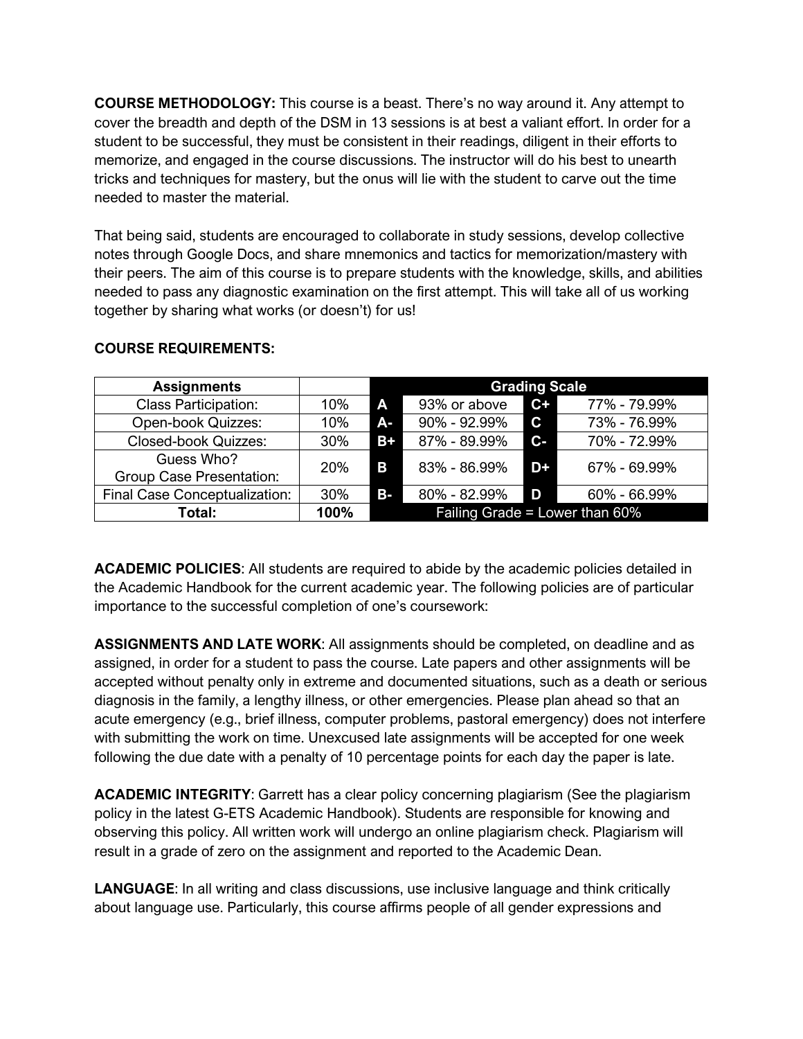**COURSE METHODOLOGY:** This course is a beast. There's no way around it. Any attempt to cover the breadth and depth of the DSM in 13 sessions is at best a valiant effort. In order for a student to be successful, they must be consistent in their readings, diligent in their efforts to memorize, and engaged in the course discussions. The instructor will do his best to unearth tricks and techniques for mastery, but the onus will lie with the student to carve out the time needed to master the material.

That being said, students are encouraged to collaborate in study sessions, develop collective notes through Google Docs, and share mnemonics and tactics for memorization/mastery with their peers. The aim of this course is to prepare students with the knowledge, skills, and abilities needed to pass any diagnostic examination on the first attempt. This will take all of us working together by sharing what works (or doesn't) for us!

**COURSE REQUIREMENTS:**

| Assignments | | Grading Scale | | | |
|---|---|---|---|---|---|
| Class Participation: | 10% | A | 93% or above | C+ | 77% - 79.99% |
| Open-book Quizzes: | 10% | A- | 90% - 92.99% | C | 73% - 76.99% |
| Closed-book Quizzes: | 30% | B+ | 87% - 89.99% | C- | 70% - 72.99% |
| Guess Who? Group Case Presentation: | 20% | B | 83% - 86.99% | D+ | 67% - 69.99% |
| Final Case Conceptualization: | 30% | B- | 80% - 82.99% | D | 60% - 66.99% |
| **Total:** | **100%** | Failing Grade = Lower than 60% | | | |

**ACADEMIC POLICIES**: All students are required to abide by the academic policies detailed in the Academic Handbook for the current academic year. The following policies are of particular importance to the successful completion of one's coursework:

**ASSIGNMENTS AND LATE WORK**: All assignments should be completed, on deadline and as assigned, in order for a student to pass the course. Late papers and other assignments will be accepted without penalty only in extreme and documented situations, such as a death or serious diagnosis in the family, a lengthy illness, or other emergencies. Please plan ahead so that an acute emergency (e.g., brief illness, computer problems, pastoral emergency) does not interfere with submitting the work on time. Unexcused late assignments will be accepted for one week following the due date with a penalty of 10 percentage points for each day the paper is late.

**ACADEMIC INTEGRITY**: Garrett has a clear policy concerning plagiarism (See the plagiarism policy in the latest G-ETS Academic Handbook). Students are responsible for knowing and observing this policy. All written work will undergo an online plagiarism check. Plagiarism will result in a grade of zero on the assignment and reported to the Academic Dean.

**LANGUAGE**: In all writing and class discussions, use inclusive language and think critically about language use. Particularly, this course affirms people of all gender expressions and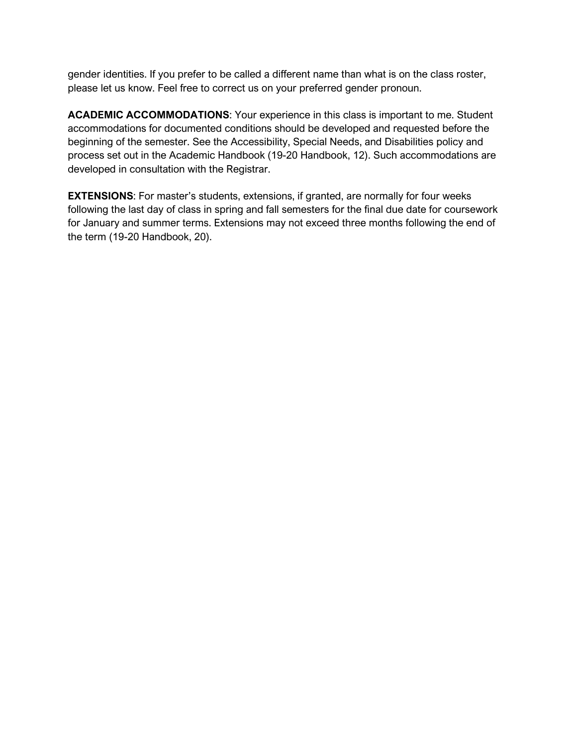gender identities. If you prefer to be called a different name than what is on the class roster, please let us know. Feel free to correct us on your preferred gender pronoun.

**ACADEMIC ACCOMMODATIONS**: Your experience in this class is important to me. Student accommodations for documented conditions should be developed and requested before the beginning of the semester. See the Accessibility, Special Needs, and Disabilities policy and process set out in the Academic Handbook (19-20 Handbook, 12). Such accommodations are developed in consultation with the Registrar.

**EXTENSIONS**: For master's students, extensions, if granted, are normally for four weeks following the last day of class in spring and fall semesters for the final due date for coursework for January and summer terms. Extensions may not exceed three months following the end of the term (19-20 Handbook, 20).